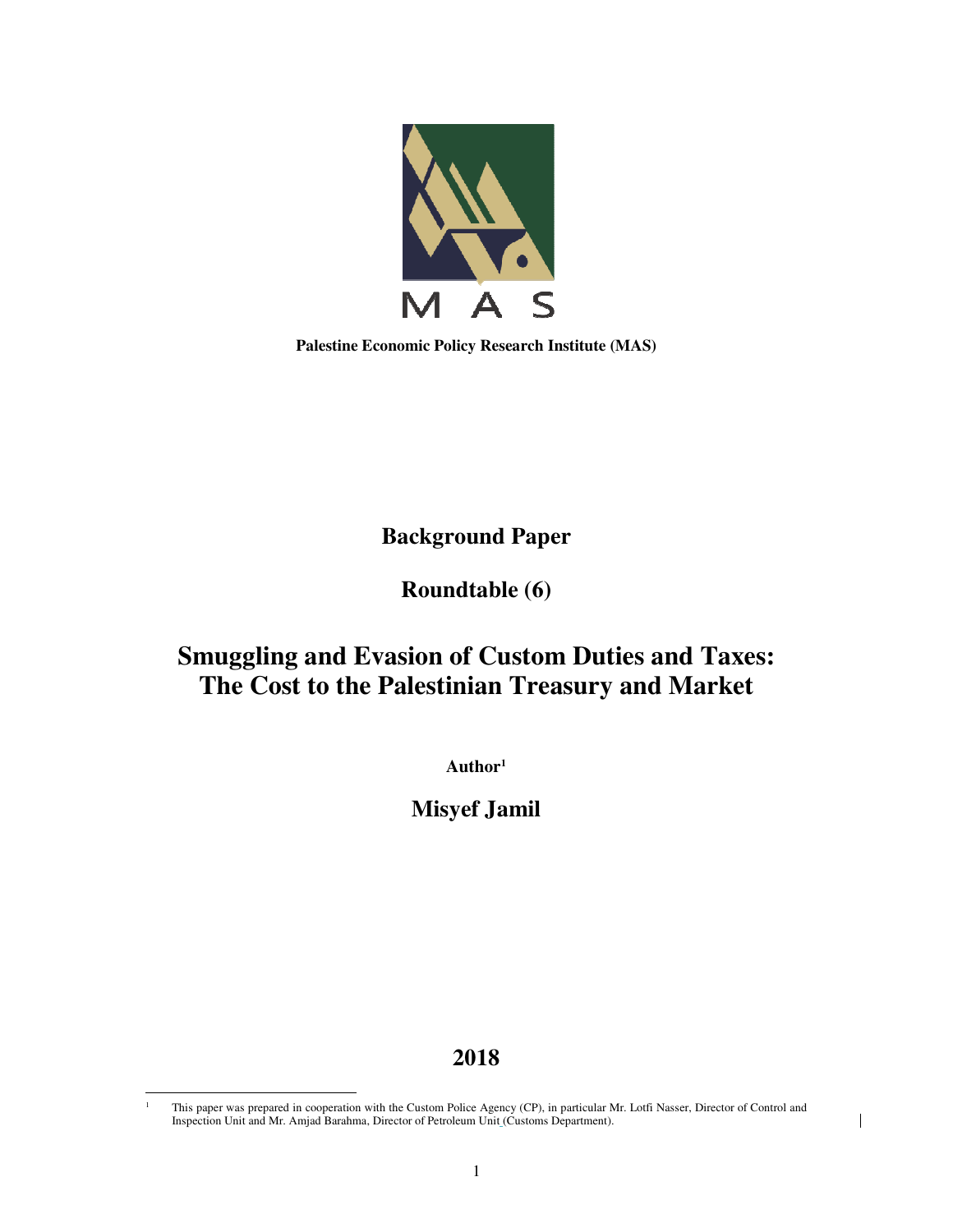MAS

**Palestine Economic Policy Research Institute (MAS)**

# Background Paper

## Roundtable (6)

# Smuggling and Evasion of Custom Duties and Taxes: The Cost to the Palestinian Treasury and Market

**Author[1]**

**Misyef Jamil**

**2018**

[1] This paper was prepared in cooperation with the Custom Police Agency (CP), in particular Mr. Lotfi Nasser, Director of Control and Inspection Unit and Mr. Amjad Barahma, Director of Petroleum Unit (Customs Department).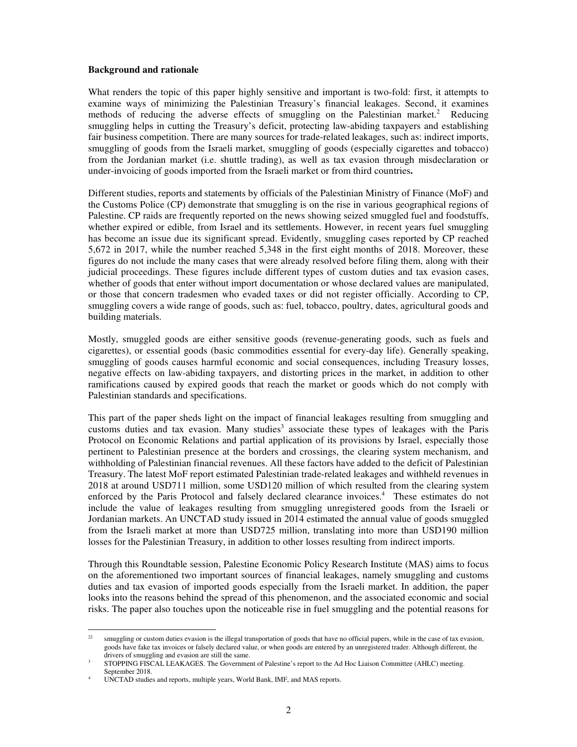**Background and rationale**

What renders the topic of this paper highly sensitive and important is two-fold: first, it attempts to examine ways of minimizing the Palestinian Treasury's financial leakages. Second, it examines methods of reducing the adverse effects of smuggling on the Palestinian market.[2] Reducing smuggling helps in cutting the Treasury's deficit, protecting law-abiding taxpayers and establishing fair business competition. There are many sources for trade-related leakages, such as: indirect imports, smuggling of goods from the Israeli market, smuggling of goods (especially cigarettes and tobacco) from the Jordanian market (i.e. shuttle trading), as well as tax evasion through misdeclaration or under-invoicing of goods imported from the Israeli market or from third countries**.**

Different studies, reports and statements by officials of the Palestinian Ministry of Finance (MoF) and the Customs Police (CP) demonstrate that smuggling is on the rise in various geographical regions of Palestine. CP raids are frequently reported on the news showing seized smuggled fuel and foodstuffs, whether expired or edible, from Israel and its settlements. However, in recent years fuel smuggling has become an issue due its significant spread. Evidently, smuggling cases reported by CP reached 5,672 in 2017, while the number reached 5,348 in the first eight months of 2018. Moreover, these figures do not include the many cases that were already resolved before filing them, along with their judicial proceedings. These figures include different types of custom duties and tax evasion cases, whether of goods that enter without import documentation or whose declared values are manipulated, or those that concern tradesmen who evaded taxes or did not register officially. According to CP, smuggling covers a wide range of goods, such as: fuel, tobacco, poultry, dates, agricultural goods and building materials.

Mostly, smuggled goods are either sensitive goods (revenue-generating goods, such as fuels and cigarettes), or essential goods (basic commodities essential for every-day life). Generally speaking, smuggling of goods causes harmful economic and social consequences, including Treasury losses, negative effects on law-abiding taxpayers, and distorting prices in the market, in addition to other ramifications caused by expired goods that reach the market or goods which do not comply with Palestinian standards and specifications.

This part of the paper sheds light on the impact of financial leakages resulting from smuggling and customs duties and tax evasion. Many studies[3] associate these types of leakages with the Paris Protocol on Economic Relations and partial application of its provisions by Israel, especially those pertinent to Palestinian presence at the borders and crossings, the clearing system mechanism, and withholding of Palestinian financial revenues. All these factors have added to the deficit of Palestinian Treasury. The latest MoF report estimated Palestinian trade-related leakages and withheld revenues in 2018 at around USD711 million, some USD120 million of which resulted from the clearing system enforced by the Paris Protocol and falsely declared clearance invoices.[4] These estimates do not include the value of leakages resulting from smuggling unregistered goods from the Israeli or Jordanian markets. An UNCTAD study issued in 2014 estimated the annual value of goods smuggled from the Israeli market at more than USD725 million, translating into more than USD190 million losses for the Palestinian Treasury, in addition to other losses resulting from indirect imports.

Through this Roundtable session, Palestine Economic Policy Research Institute (MAS) aims to focus on the aforementioned two important sources of financial leakages, namely smuggling and customs duties and tax evasion of imported goods especially from the Israeli market. In addition, the paper looks into the reasons behind the spread of this phenomenon, and the associated economic and social risks. The paper also touches upon the noticeable rise in fuel smuggling and the potential reasons for

---

[2] smuggling or custom duties evasion is the illegal transportation of goods that have no official papers, while in the case of tax evasion, goods have fake tax invoices or falsely declared value, or when goods are entered by an unregistered trader. Although different, the drivers of smuggling and evasion are still the same.

[3] STOPPING FISCAL LEAKAGES. The Government of Palestine's report to the Ad Hoc Liaison Committee (AHLC) meeting. September 2018.

[4] UNCTAD studies and reports, multiple years, World Bank, IMF, and MAS reports.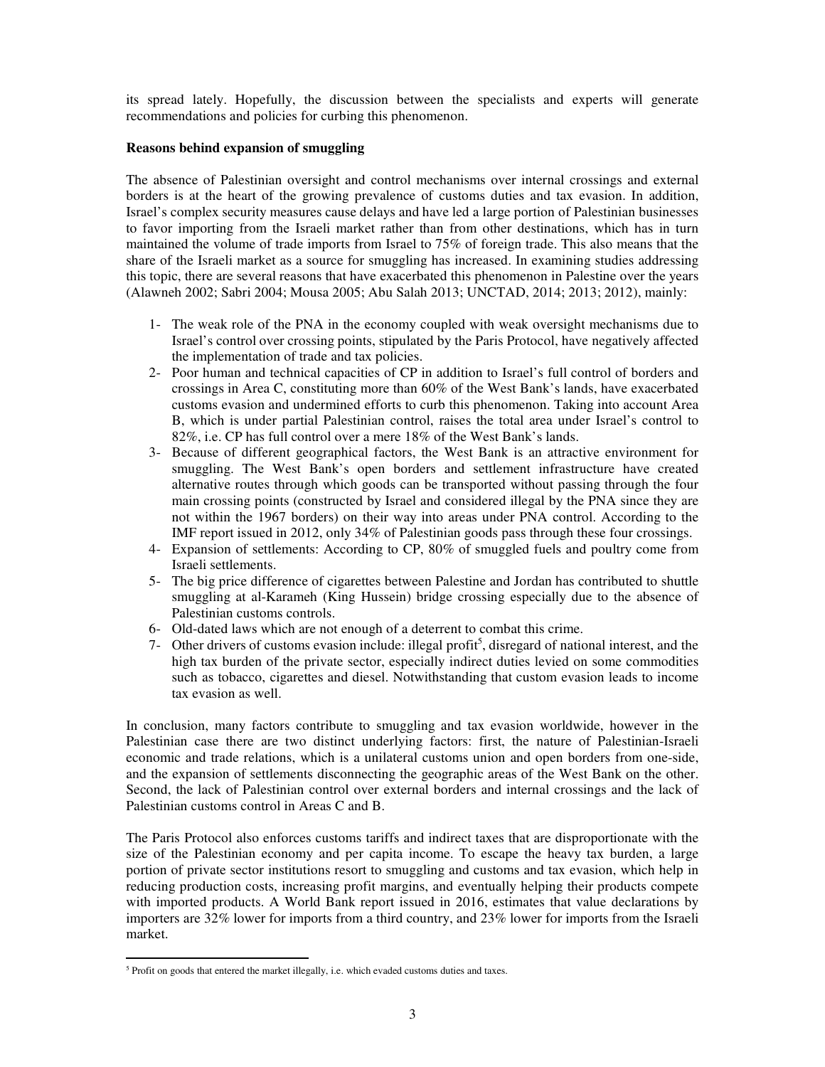its spread lately. Hopefully, the discussion between the specialists and experts will generate recommendations and policies for curbing this phenomenon.

**Reasons behind expansion of smuggling**

The absence of Palestinian oversight and control mechanisms over internal crossings and external borders is at the heart of the growing prevalence of customs duties and tax evasion. In addition, Israel's complex security measures cause delays and have led a large portion of Palestinian businesses to favor importing from the Israeli market rather than from other destinations, which has in turn maintained the volume of trade imports from Israel to 75% of foreign trade. This also means that the share of the Israeli market as a source for smuggling has increased. In examining studies addressing this topic, there are several reasons that have exacerbated this phenomenon in Palestine over the years (Alawneh 2002; Sabri 2004; Mousa 2005; Abu Salah 2013; UNCTAD, 2014; 2013; 2012), mainly:

1- The weak role of the PNA in the economy coupled with weak oversight mechanisms due to Israel's control over crossing points, stipulated by the Paris Protocol, have negatively affected the implementation of trade and tax policies.
2- Poor human and technical capacities of CP in addition to Israel's full control of borders and crossings in Area C, constituting more than 60% of the West Bank's lands, have exacerbated customs evasion and undermined efforts to curb this phenomenon. Taking into account Area B, which is under partial Palestinian control, raises the total area under Israel's control to 82%, i.e. CP has full control over a mere 18% of the West Bank's lands.
3- Because of different geographical factors, the West Bank is an attractive environment for smuggling. The West Bank's open borders and settlement infrastructure have created alternative routes through which goods can be transported without passing through the four main crossing points (constructed by Israel and considered illegal by the PNA since they are not within the 1967 borders) on their way into areas under PNA control. According to the IMF report issued in 2012, only 34% of Palestinian goods pass through these four crossings.
4- Expansion of settlements: According to CP, 80% of smuggled fuels and poultry come from Israeli settlements.
5- The big price difference of cigarettes between Palestine and Jordan has contributed to shuttle smuggling at al-Karameh (King Hussein) bridge crossing especially due to the absence of Palestinian customs controls.
6- Old-dated laws which are not enough of a deterrent to combat this crime.
7- Other drivers of customs evasion include: illegal profit[5], disregard of national interest, and the high tax burden of the private sector, especially indirect duties levied on some commodities such as tobacco, cigarettes and diesel. Notwithstanding that custom evasion leads to income tax evasion as well.

In conclusion, many factors contribute to smuggling and tax evasion worldwide, however in the Palestinian case there are two distinct underlying factors: first, the nature of Palestinian-Israeli economic and trade relations, which is a unilateral customs union and open borders from one-side, and the expansion of settlements disconnecting the geographic areas of the West Bank on the other. Second, the lack of Palestinian control over external borders and internal crossings and the lack of Palestinian customs control in Areas C and B.

The Paris Protocol also enforces customs tariffs and indirect taxes that are disproportionate with the size of the Palestinian economy and per capita income. To escape the heavy tax burden, a large portion of private sector institutions resort to smuggling and customs and tax evasion, which help in reducing production costs, increasing profit margins, and eventually helping their products compete with imported products. A World Bank report issued in 2016, estimates that value declarations by importers are 32% lower for imports from a third country, and 23% lower for imports from the Israeli market.

[5] Profit on goods that entered the market illegally, i.e. which evaded customs duties and taxes.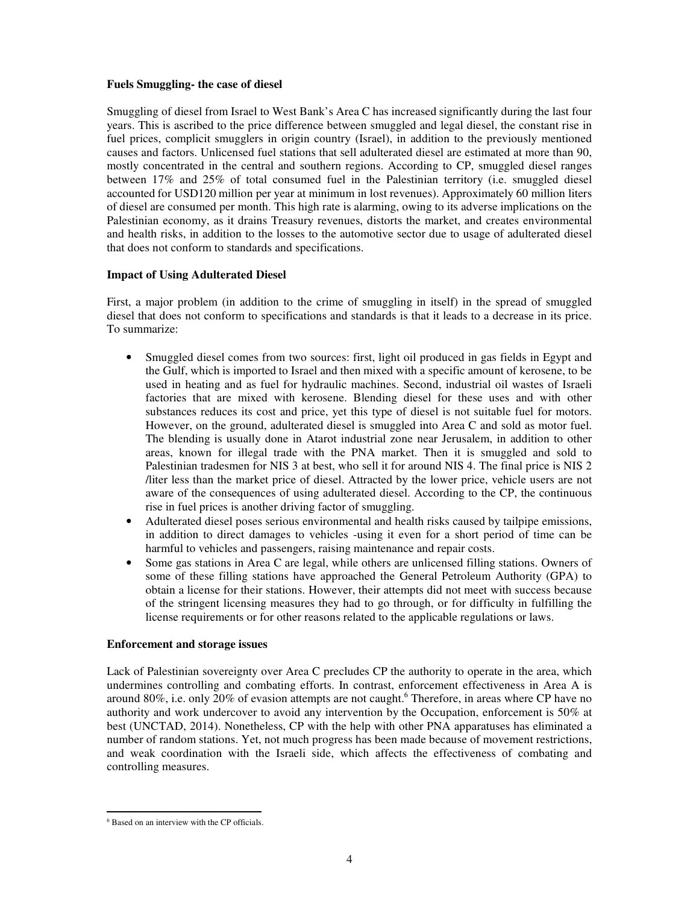**Fuels Smuggling- the case of diesel**

Smuggling of diesel from Israel to West Bank's Area C has increased significantly during the last four years. This is ascribed to the price difference between smuggled and legal diesel, the constant rise in fuel prices, complicit smugglers in origin country (Israel), in addition to the previously mentioned causes and factors. Unlicensed fuel stations that sell adulterated diesel are estimated at more than 90, mostly concentrated in the central and southern regions. According to CP, smuggled diesel ranges between 17% and 25% of total consumed fuel in the Palestinian territory (i.e. smuggled diesel accounted for USD120 million per year at minimum in lost revenues). Approximately 60 million liters of diesel are consumed per month. This high rate is alarming, owing to its adverse implications on the Palestinian economy, as it drains Treasury revenues, distorts the market, and creates environmental and health risks, in addition to the losses to the automotive sector due to usage of adulterated diesel that does not conform to standards and specifications.

**Impact of Using Adulterated Diesel**

First, a major problem (in addition to the crime of smuggling in itself) in the spread of smuggled diesel that does not conform to specifications and standards is that it leads to a decrease in its price. To summarize:

- Smuggled diesel comes from two sources: first, light oil produced in gas fields in Egypt and the Gulf, which is imported to Israel and then mixed with a specific amount of kerosene, to be used in heating and as fuel for hydraulic machines. Second, industrial oil wastes of Israeli factories that are mixed with kerosene. Blending diesel for these uses and with other substances reduces its cost and price, yet this type of diesel is not suitable fuel for motors. However, on the ground, adulterated diesel is smuggled into Area C and sold as motor fuel. The blending is usually done in Atarot industrial zone near Jerusalem, in addition to other areas, known for illegal trade with the PNA market. Then it is smuggled and sold to Palestinian tradesmen for NIS 3 at best, who sell it for around NIS 4. The final price is NIS 2 /liter less than the market price of diesel. Attracted by the lower price, vehicle users are not aware of the consequences of using adulterated diesel. According to the CP, the continuous rise in fuel prices is another driving factor of smuggling.
- Adulterated diesel poses serious environmental and health risks caused by tailpipe emissions, in addition to direct damages to vehicles -using it even for a short period of time can be harmful to vehicles and passengers, raising maintenance and repair costs.
- Some gas stations in Area C are legal, while others are unlicensed filling stations. Owners of some of these filling stations have approached the General Petroleum Authority (GPA) to obtain a license for their stations. However, their attempts did not meet with success because of the stringent licensing measures they had to go through, or for difficulty in fulfilling the license requirements or for other reasons related to the applicable regulations or laws.

**Enforcement and storage issues**

Lack of Palestinian sovereignty over Area C precludes CP the authority to operate in the area, which undermines controlling and combating efforts. In contrast, enforcement effectiveness in Area A is around 80%, i.e. only 20% of evasion attempts are not caught.[6] Therefore, in areas where CP have no authority and work undercover to avoid any intervention by the Occupation, enforcement is 50% at best (UNCTAD, 2014). Nonetheless, CP with the help with other PNA apparatuses has eliminated a number of random stations. Yet, not much progress has been made because of movement restrictions, and weak coordination with the Israeli side, which affects the effectiveness of combating and controlling measures.

---

[6] Based on an interview with the CP officials.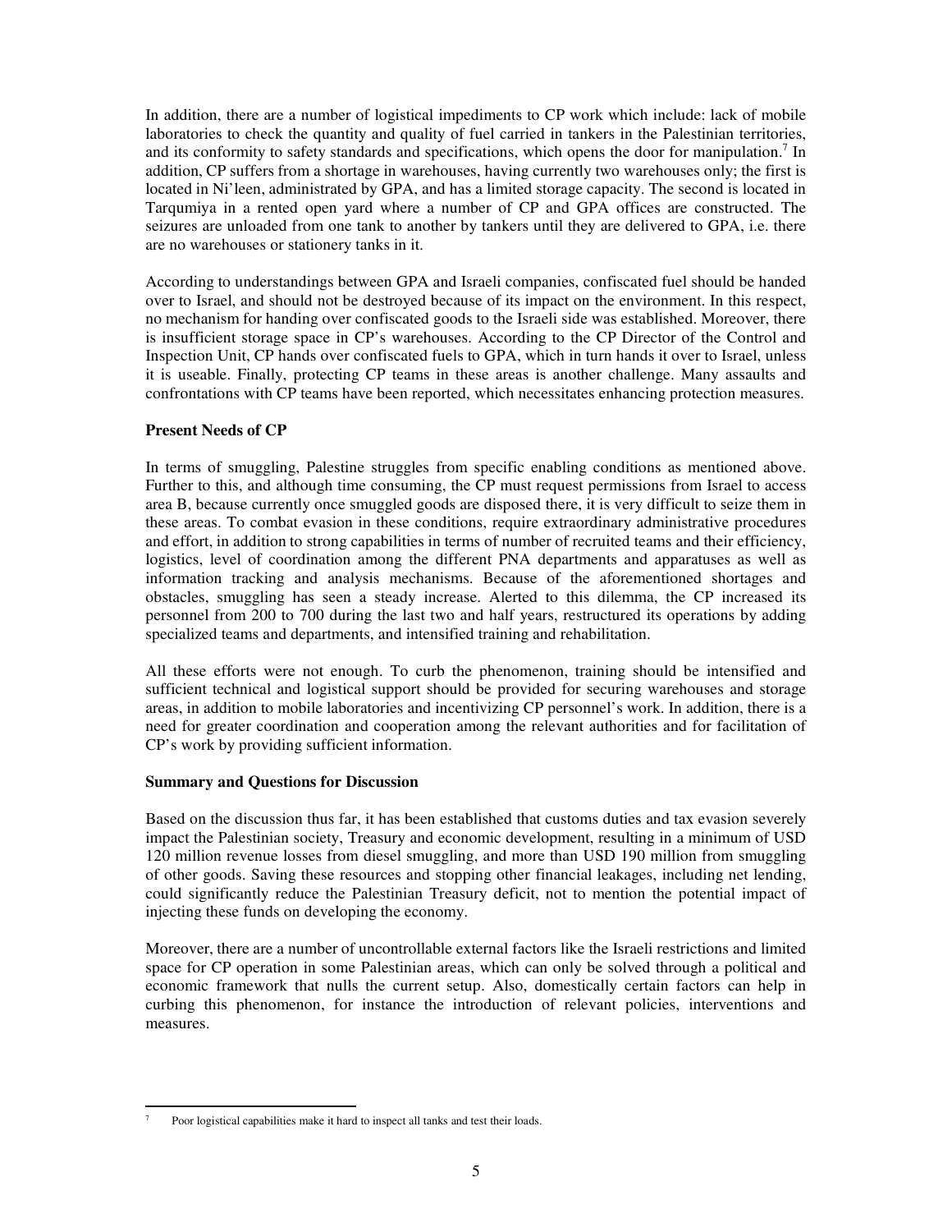In addition, there are a number of logistical impediments to CP work which include: lack of mobile laboratories to check the quantity and quality of fuel carried in tankers in the Palestinian territories, and its conformity to safety standards and specifications, which opens the door for manipulation.[7] In addition, CP suffers from a shortage in warehouses, having currently two warehouses only; the first is located in Ni'leen, administrated by GPA, and has a limited storage capacity. The second is located in Tarqumiya in a rented open yard where a number of CP and GPA offices are constructed. The seizures are unloaded from one tank to another by tankers until they are delivered to GPA, i.e. there are no warehouses or stationery tanks in it.

According to understandings between GPA and Israeli companies, confiscated fuel should be handed over to Israel, and should not be destroyed because of its impact on the environment. In this respect, no mechanism for handing over confiscated goods to the Israeli side was established. Moreover, there is insufficient storage space in CP's warehouses. According to the CP Director of the Control and Inspection Unit, CP hands over confiscated fuels to GPA, which in turn hands it over to Israel, unless it is useable. Finally, protecting CP teams in these areas is another challenge. Many assaults and confrontations with CP teams have been reported, which necessitates enhancing protection measures.

**Present Needs of CP**

In terms of smuggling, Palestine struggles from specific enabling conditions as mentioned above. Further to this, and although time consuming, the CP must request permissions from Israel to access area B, because currently once smuggled goods are disposed there, it is very difficult to seize them in these areas. To combat evasion in these conditions, require extraordinary administrative procedures and effort, in addition to strong capabilities in terms of number of recruited teams and their efficiency, logistics, level of coordination among the different PNA departments and apparatuses as well as information tracking and analysis mechanisms. Because of the aforementioned shortages and obstacles, smuggling has seen a steady increase. Alerted to this dilemma, the CP increased its personnel from 200 to 700 during the last two and half years, restructured its operations by adding specialized teams and departments, and intensified training and rehabilitation.

All these efforts were not enough. To curb the phenomenon, training should be intensified and sufficient technical and logistical support should be provided for securing warehouses and storage areas, in addition to mobile laboratories and incentivizing CP personnel's work. In addition, there is a need for greater coordination and cooperation among the relevant authorities and for facilitation of CP's work by providing sufficient information.

**Summary and Questions for Discussion**

Based on the discussion thus far, it has been established that customs duties and tax evasion severely impact the Palestinian society, Treasury and economic development, resulting in a minimum of USD 120 million revenue losses from diesel smuggling, and more than USD 190 million from smuggling of other goods. Saving these resources and stopping other financial leakages, including net lending, could significantly reduce the Palestinian Treasury deficit, not to mention the potential impact of injecting these funds on developing the economy.

Moreover, there are a number of uncontrollable external factors like the Israeli restrictions and limited space for CP operation in some Palestinian areas, which can only be solved through a political and economic framework that nulls the current setup. Also, domestically certain factors can help in curbing this phenomenon, for instance the introduction of relevant policies, interventions and measures.

[7] Poor logistical capabilities make it hard to inspect all tanks and test their loads.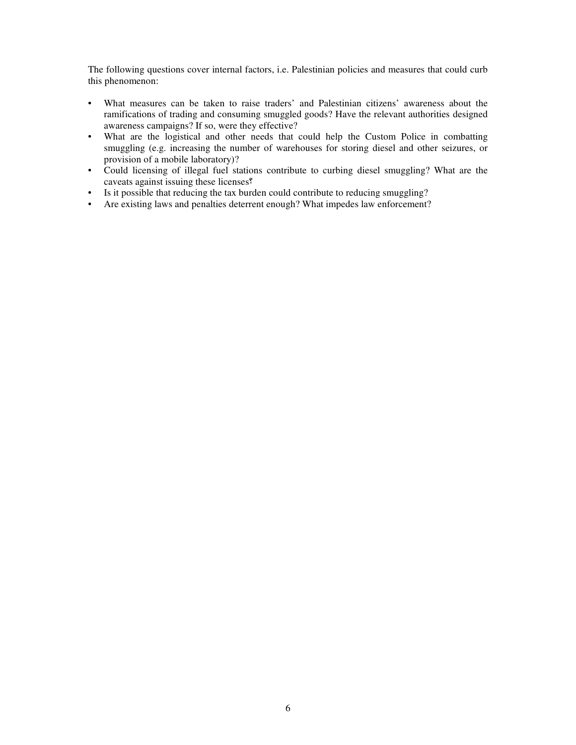The following questions cover internal factors, i.e. Palestinian policies and measures that could curb this phenomenon:

- What measures can be taken to raise traders' and Palestinian citizens' awareness about the ramifications of trading and consuming smuggled goods? Have the relevant authorities designed awareness campaigns? If so, were they effective?
- What are the logistical and other needs that could help the Custom Police in combatting smuggling (e.g. increasing the number of warehouses for storing diesel and other seizures, or provision of a mobile laboratory)?
- Could licensing of illegal fuel stations contribute to curbing diesel smuggling? What are the caveats against issuing these licenses؟
- Is it possible that reducing the tax burden could contribute to reducing smuggling?
- Are existing laws and penalties deterrent enough? What impedes law enforcement?